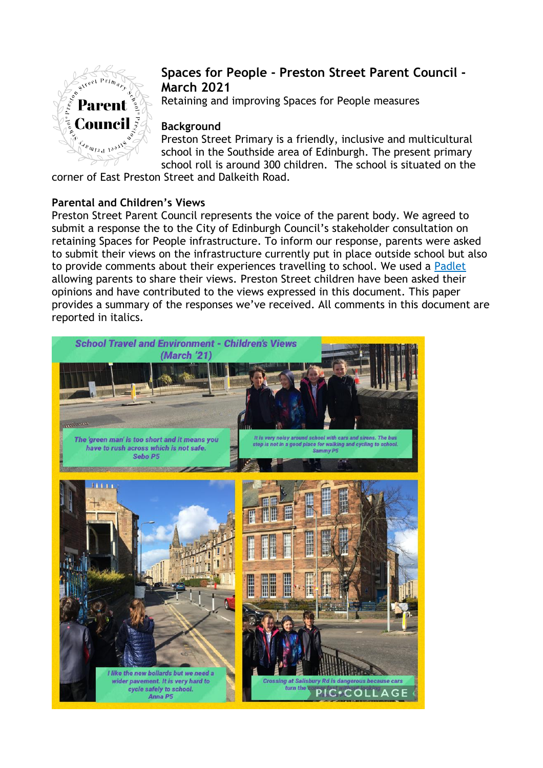# Spaces for People - Preston Street Parent Council - March 2021

Retaining and improving Spaces for People measures

## Background

Preston Street Primary is a friendly, inclusive and multicultural school in the Southside area of Edinburgh. The present primary school roll is around 300 children. The school is situated on the corner of East Preston Street and Dalkeith Road.

## Parental and Children's Views

Preston Street Parent Council represents the voice of the parent body. We agreed to submit a response the to the City of Edinburgh Council's stakeholder consultation on retaining Spaces for People infrastructure. To inform our response, parents were asked to submit their views on the infrastructure currently put in place outside school but also to provide comments about their experiences travelling to school. We used a [Padlet](#) allowing parents to share their views. Preston Street children have been asked their opinions and have contributed to the views expressed in this document. This paper provides a summary of the responses we've received. All comments in this document are reported in italics.

**School Travel and Environment - Children's Views (March '21)**

*The 'green man' is too short and it means you have to rush across which is not safe.* Sebo P5

*It is very noisy around school with cars and sirens. The bus stop is not in a good place for walking and cycling to school.* Sammy P5

*I like the new bollards but we need a wider pavement. It is very hard to cycle safely to school.* Anna P5

*Crossing at Salisbury Rd is dangerous because cars turn the corner fast without looking.*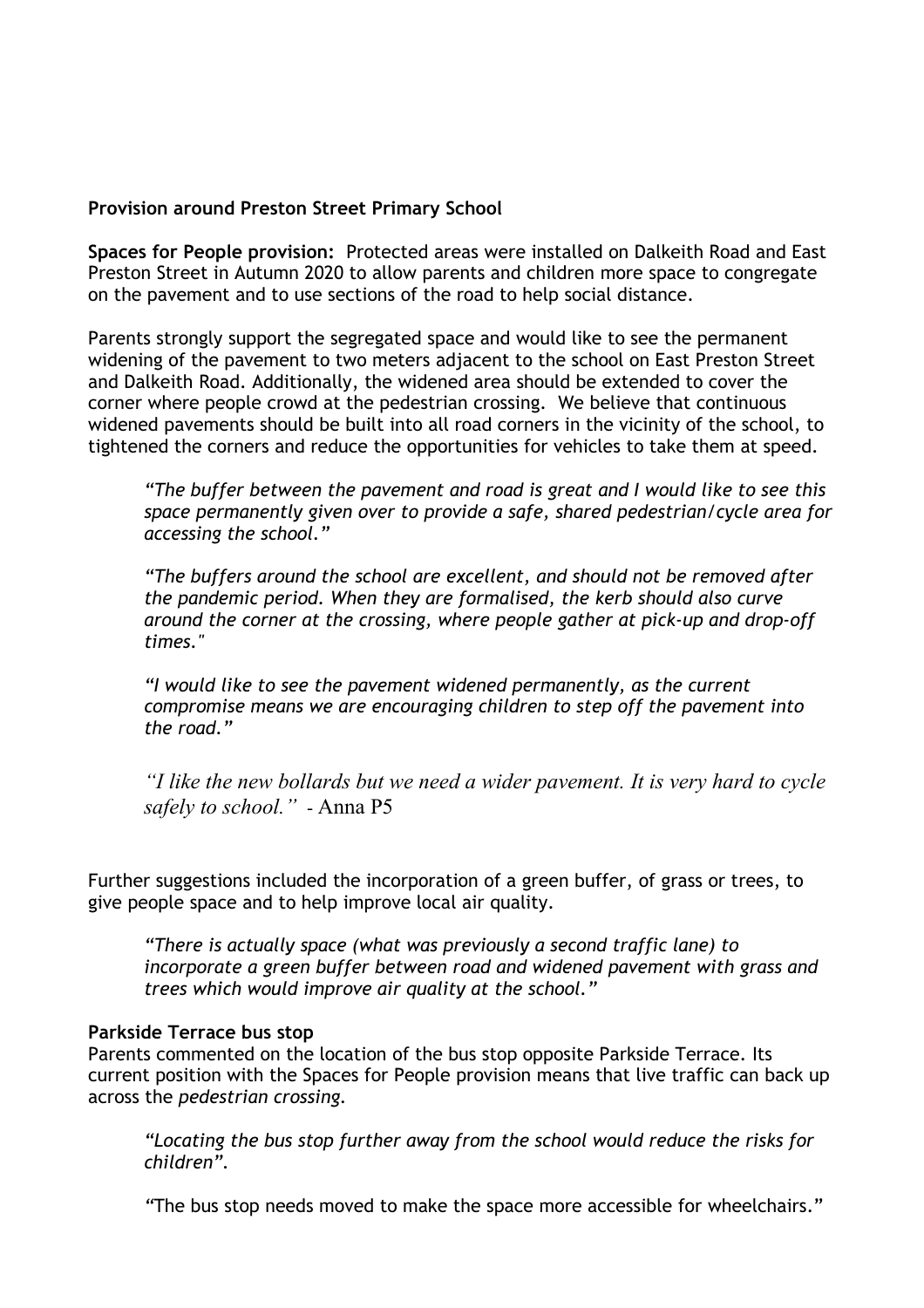**Provision around Preston Street Primary School**

**Spaces for People provision:** Protected areas were installed on Dalkeith Road and East Preston Street in Autumn 2020 to allow parents and children more space to congregate on the pavement and to use sections of the road to help social distance.

Parents strongly support the segregated space and would like to see the permanent widening of the pavement to two meters adjacent to the school on East Preston Street and Dalkeith Road. Additionally, the widened area should be extended to cover the corner where people crowd at the pedestrian crossing. We believe that continuous widened pavements should be built into all road corners in the vicinity of the school, to tightened the corners and reduce the opportunities for vehicles to take them at speed.

> *"The buffer between the pavement and road is great and I would like to see this space permanently given over to provide a safe, shared pedestrian/cycle area for accessing the school."*

> *"The buffers around the school are excellent, and should not be removed after the pandemic period. When they are formalised, the kerb should also curve around the corner at the crossing, where people gather at pick-up and drop-off times."*

> *"I would like to see the pavement widened permanently, as the current compromise means we are encouraging children to step off the pavement into the road."*

> *"I like the new bollards but we need a wider pavement. It is very hard to cycle safely to school."* - Anna P5

Further suggestions included the incorporation of a green buffer, of grass or trees, to give people space and to help improve local air quality.

> *"There is actually space (what was previously a second traffic lane) to incorporate a green buffer between road and widened pavement with grass and trees which would improve air quality at the school."*

**Parkside Terrace bus stop**

Parents commented on the location of the bus stop opposite Parkside Terrace. Its current position with the Spaces for People provision means that live traffic can back up across the *pedestrian crossing.*

> *"Locating the bus stop further away from the school would reduce the risks for children".*

> "The bus stop needs moved to make the space more accessible for wheelchairs."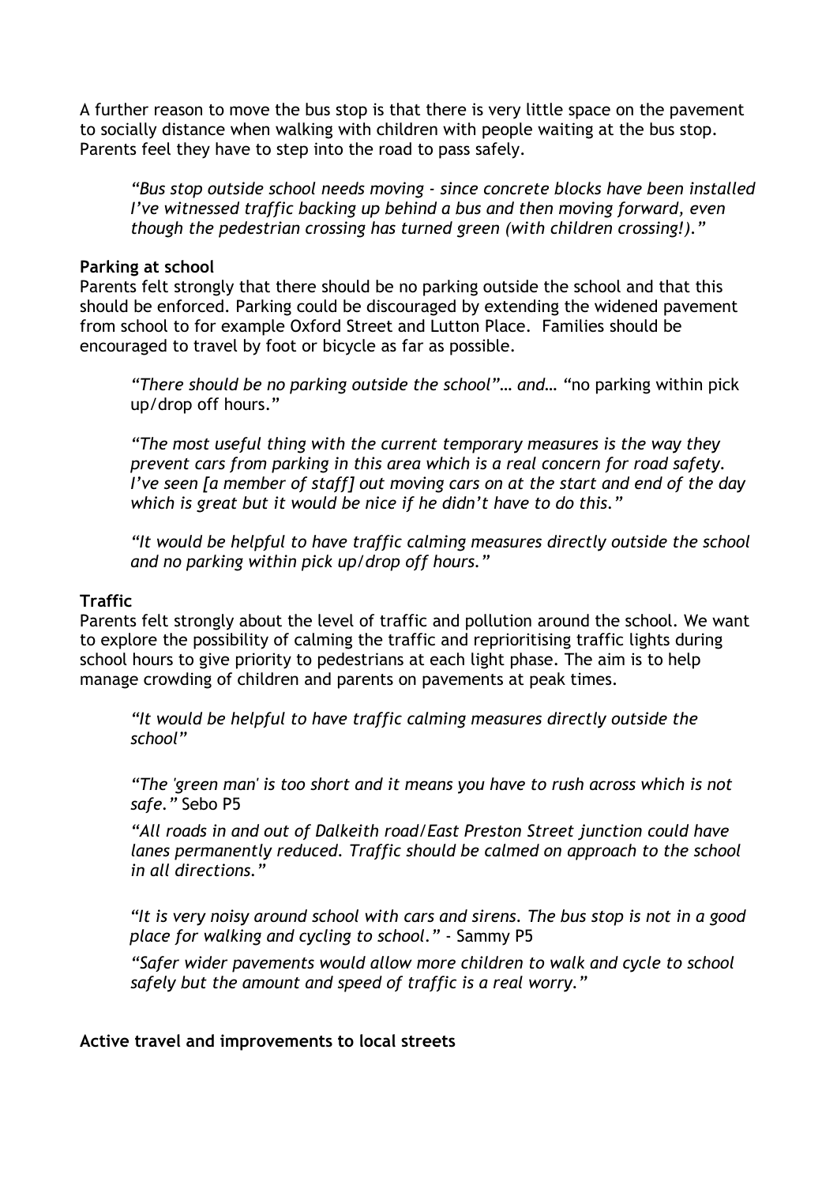A further reason to move the bus stop is that there is very little space on the pavement to socially distance when walking with children with people waiting at the bus stop. Parents feel they have to step into the road to pass safely.

> *"Bus stop outside school needs moving - since concrete blocks have been installed I've witnessed traffic backing up behind a bus and then moving forward, even though the pedestrian crossing has turned green (with children crossing!)."*

**Parking at school**

Parents felt strongly that there should be no parking outside the school and that this should be enforced. Parking could be discouraged by extending the widened pavement from school to for example Oxford Street and Lutton Place. Families should be encouraged to travel by foot or bicycle as far as possible.

> *"There should be no parking outside the school"… and…* "no parking within pick up/drop off hours."

> *"The most useful thing with the current temporary measures is the way they prevent cars from parking in this area which is a real concern for road safety. I've seen [a member of staff] out moving cars on at the start and end of the day which is great but it would be nice if he didn't have to do this."*

> *"It would be helpful to have traffic calming measures directly outside the school and no parking within pick up/drop off hours."*

**Traffic**

Parents felt strongly about the level of traffic and pollution around the school. We want to explore the possibility of calming the traffic and reprioritising traffic lights during school hours to give priority to pedestrians at each light phase. The aim is to help manage crowding of children and parents on pavements at peak times.

> *"It would be helpful to have traffic calming measures directly outside the school"*

> *"The 'green man' is too short and it means you have to rush across which is not safe."* Sebo P5

> *"All roads in and out of Dalkeith road/East Preston Street junction could have lanes permanently reduced. Traffic should be calmed on approach to the school in all directions."*

> *"It is very noisy around school with cars and sirens. The bus stop is not in a good place for walking and cycling to school."* - Sammy P5

> *"Safer wider pavements would allow more children to walk and cycle to school safely but the amount and speed of traffic is a real worry."*

**Active travel and improvements to local streets**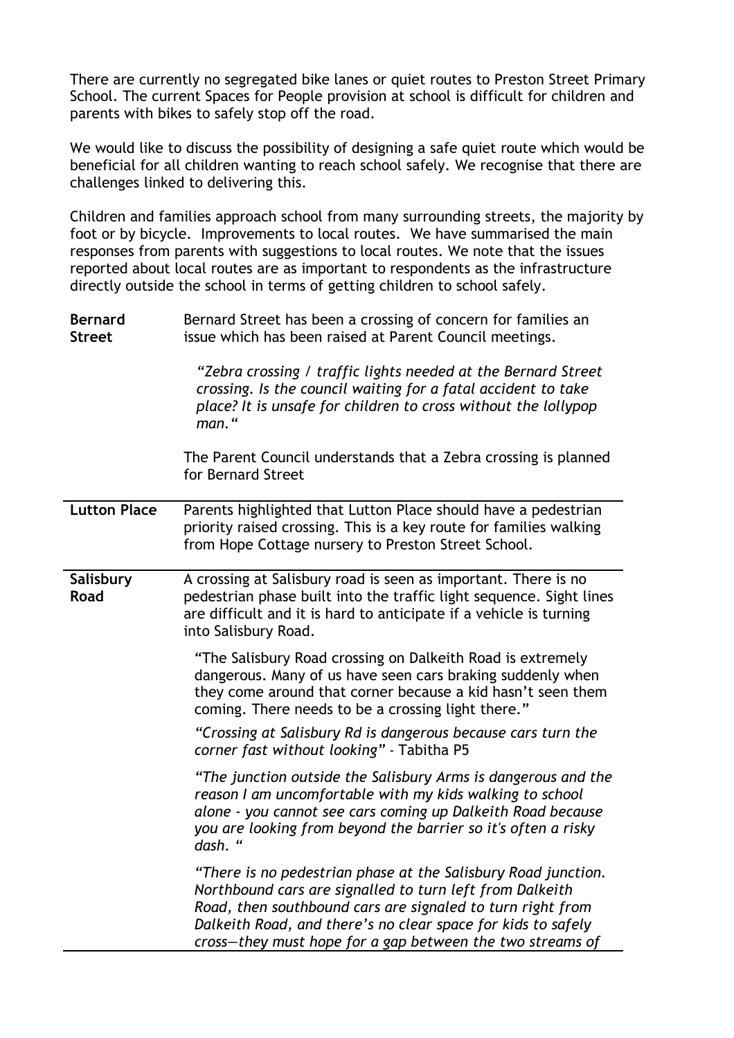There are currently no segregated bike lanes or quiet routes to Preston Street Primary School. The current Spaces for People provision at school is difficult for children and parents with bikes to safely stop off the road.

We would like to discuss the possibility of designing a safe quiet route which would be beneficial for all children wanting to reach school safely. We recognise that there are challenges linked to delivering this.

Children and families approach school from many surrounding streets, the majority by foot or by bicycle. Improvements to local routes. We have summarised the main responses from parents with suggestions to local routes. We note that the issues reported about local routes are as important to respondents as the infrastructure directly outside the school in terms of getting children to school safely.

| | |
|---|---|
| **Bernard Street** | Bernard Street has been a crossing of concern for families an issue which has been raised at Parent Council meetings.<br><br>*"Zebra crossing / traffic lights needed at the Bernard Street crossing. Is the council waiting for a fatal accident to take place? It is unsafe for children to cross without the lollypop man."*<br><br>The Parent Council understands that a Zebra crossing is planned for Bernard Street |
| **Lutton Place** | Parents highlighted that Lutton Place should have a pedestrian priority raised crossing. This is a key route for families walking from Hope Cottage nursery to Preston Street School. |
| **Salisbury Road** | A crossing at Salisbury road is seen as important. There is no pedestrian phase built into the traffic light sequence. Sight lines are difficult and it is hard to anticipate if a vehicle is turning into Salisbury Road.<br><br>"The Salisbury Road crossing on Dalkeith Road is extremely dangerous. Many of us have seen cars braking suddenly when they come around that corner because a kid hasn't seen them coming. There needs to be a crossing light there."<br><br>*"Crossing at Salisbury Rd is dangerous because cars turn the corner fast without looking"* - Tabitha P5<br><br>*"The junction outside the Salisbury Arms is dangerous and the reason I am uncomfortable with my kids walking to school alone - you cannot see cars coming up Dalkeith Road because you are looking from beyond the barrier so it's often a risky dash. "*<br><br>*"There is no pedestrian phase at the Salisbury Road junction. Northbound cars are signalled to turn left from Dalkeith Road, then southbound cars are signaled to turn right from Dalkeith Road, and there's no clear space for kids to safely cross—they must hope for a gap between the two streams of* |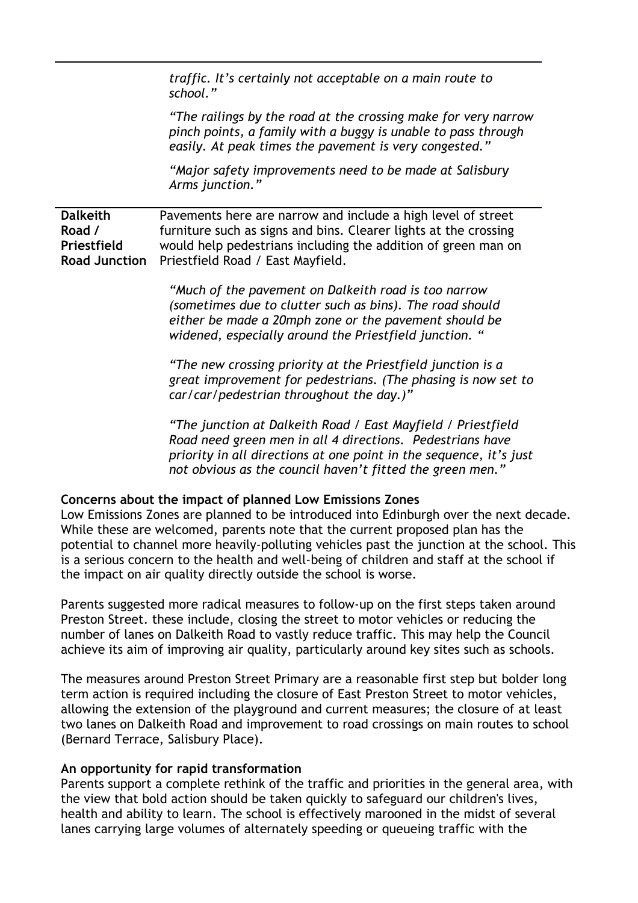| | |
|---|---|
| | *traffic. It's certainly not acceptable on a main route to school."*<br><br>*"The railings by the road at the crossing make for very narrow pinch points, a family with a buggy is unable to pass through easily. At peak times the pavement is very congested."*<br><br>*"Major safety improvements need to be made at Salisbury Arms junction."* |
| **Dalkeith Road / Priestfield Road Junction** | Pavements here are narrow and include a high level of street furniture such as signs and bins. Clearer lights at the crossing would help pedestrians including the addition of green man on Priestfield Road / East Mayfield.<br><br>*"Much of the pavement on Dalkeith road is too narrow (sometimes due to clutter such as bins). The road should either be made a 20mph zone or the pavement should be widened, especially around the Priestfield junction. "*<br><br>*"The new crossing priority at the Priestfield junction is a great improvement for pedestrians. (The phasing is now set to car/car/pedestrian throughout the day.)"*<br><br>*"The junction at Dalkeith Road / East Mayfield / Priestfield Road need green men in all 4 directions. Pedestrians have priority in all directions at one point in the sequence, it's just not obvious as the council haven't fitted the green men."* |

**Concerns about the impact of planned Low Emissions Zones**

Low Emissions Zones are planned to be introduced into Edinburgh over the next decade. While these are welcomed, parents note that the current proposed plan has the potential to channel more heavily-polluting vehicles past the junction at the school. This is a serious concern to the health and well-being of children and staff at the school if the impact on air quality directly outside the school is worse.

Parents suggested more radical measures to follow-up on the first steps taken around Preston Street. these include, closing the street to motor vehicles or reducing the number of lanes on Dalkeith Road to vastly reduce traffic. This may help the Council achieve its aim of improving air quality, particularly around key sites such as schools.

The measures around Preston Street Primary are a reasonable first step but bolder long term action is required including the closure of East Preston Street to motor vehicles, allowing the extension of the playground and current measures; the closure of at least two lanes on Dalkeith Road and improvement to road crossings on main routes to school (Bernard Terrace, Salisbury Place).

**An opportunity for rapid transformation**

Parents support a complete rethink of the traffic and priorities in the general area, with the view that bold action should be taken quickly to safeguard our children's lives, health and ability to learn. The school is effectively marooned in the midst of several lanes carrying large volumes of alternately speeding or queueing traffic with the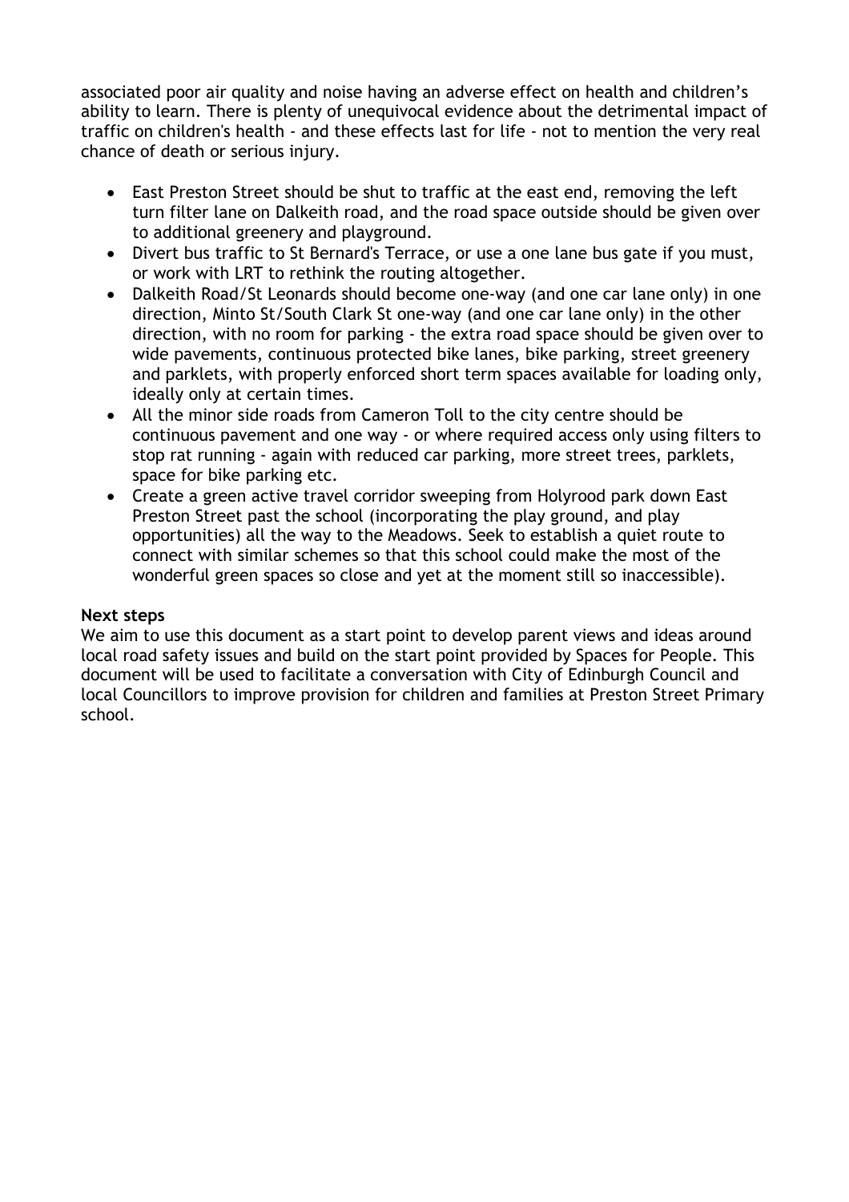associated poor air quality and noise having an adverse effect on health and children's ability to learn. There is plenty of unequivocal evidence about the detrimental impact of traffic on children's health - and these effects last for life - not to mention the very real chance of death or serious injury.

- East Preston Street should be shut to traffic at the east end, removing the left turn filter lane on Dalkeith road, and the road space outside should be given over to additional greenery and playground.
- Divert bus traffic to St Bernard's Terrace, or use a one lane bus gate if you must, or work with LRT to rethink the routing altogether.
- Dalkeith Road/St Leonards should become one-way (and one car lane only) in one direction, Minto St/South Clark St one-way (and one car lane only) in the other direction, with no room for parking - the extra road space should be given over to wide pavements, continuous protected bike lanes, bike parking, street greenery and parklets, with properly enforced short term spaces available for loading only, ideally only at certain times.
- All the minor side roads from Cameron Toll to the city centre should be continuous pavement and one way - or where required access only using filters to stop rat running - again with reduced car parking, more street trees, parklets, space for bike parking etc.
- Create a green active travel corridor sweeping from Holyrood park down East Preston Street past the school (incorporating the play ground, and play opportunities) all the way to the Meadows. Seek to establish a quiet route to connect with similar schemes so that this school could make the most of the wonderful green spaces so close and yet at the moment still so inaccessible).

**Next steps**

We aim to use this document as a start point to develop parent views and ideas around local road safety issues and build on the start point provided by Spaces for People. This document will be used to facilitate a conversation with City of Edinburgh Council and local Councillors to improve provision for children and families at Preston Street Primary school.